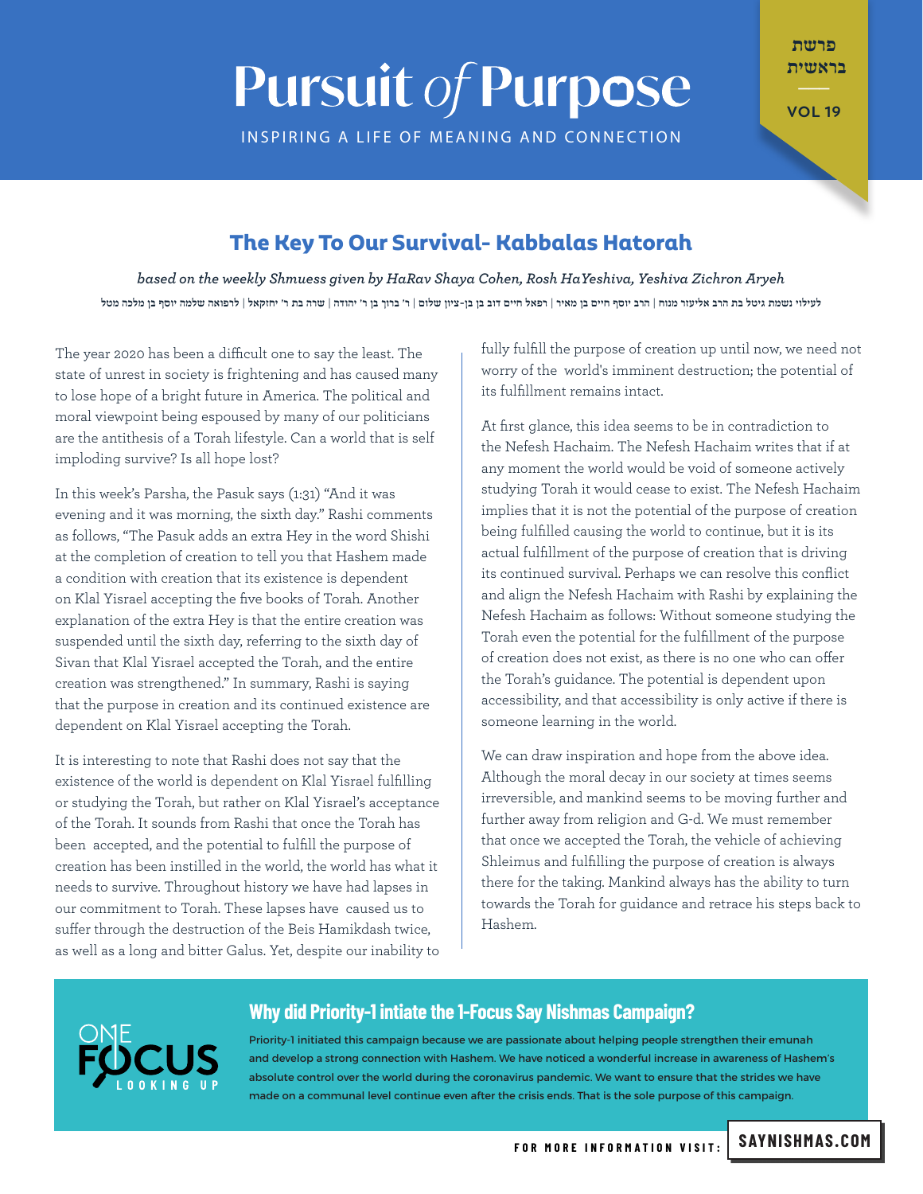# Pursuit of Purpose

INSPIRING A LIFE OF MEANING AND CONNECTION

פרשת בראשית

VOL 19

## The Key To Our Survival- Kabbalas Hatorah

*based on the weekly Shmuess given by HaRav Shaya Cohen, Rosh HaYeshiva, Yeshiva Zichron Aryeh*

לעילוי נשמת גיטל בת הרב אליעזר מנוח | הרב יוסף חיים בן מאיר | רפאל חיים דוב בן בן-ציון שלום | ר' ברוך בן ר' יהודה | שרה בת ר' יחזקאל | לרפואה שלמה יוסף בן מלכה מטל

The year 2020 has been a difficult one to say the least. The state of unrest in society is frightening and has caused many to lose hope of a bright future in America. The political and moral viewpoint being espoused by many of our politicians are the antithesis of a Torah lifestyle. Can a world that is self imploding survive? Is all hope lost?

In this week's Parsha, the Pasuk says (1:31) "And it was evening and it was morning, the sixth day." Rashi comments as follows, "The Pasuk adds an extra Hey in the word Shishi at the completion of creation to tell you that Hashem made a condition with creation that its existence is dependent on Klal Yisrael accepting the five books of Torah. Another explanation of the extra Hey is that the entire creation was suspended until the sixth day, referring to the sixth day of Sivan that Klal Yisrael accepted the Torah, and the entire creation was strengthened." In summary, Rashi is saying that the purpose in creation and its continued existence are dependent on Klal Yisrael accepting the Torah.

It is interesting to note that Rashi does not say that the existence of the world is dependent on Klal Yisrael fulfilling or studying the Torah, but rather on Klal Yisrael's acceptance of the Torah. It sounds from Rashi that once the Torah has been accepted, and the potential to fulfill the purpose of creation has been instilled in the world, the world has what it needs to survive. Throughout history we have had lapses in our commitment to Torah. These lapses have caused us to suffer through the destruction of the Beis Hamikdash twice, as well as a long and bitter Galus. Yet, despite our inability to fully fulfill the purpose of creation up until now, we need not worry of the world's imminent destruction; the potential of its fulfillment remains intact.

At first glance, this idea seems to be in contradiction to the Nefesh Hachaim. The Nefesh Hachaim writes that if at any moment the world would be void of someone actively studying Torah it would cease to exist. The Nefesh Hachaim implies that it is not the potential of the purpose of creation being fulfilled causing the world to continue, but it is its actual fulfillment of the purpose of creation that is driving its continued survival. Perhaps we can resolve this conflict and align the Nefesh Hachaim with Rashi by explaining the Nefesh Hachaim as follows: Without someone studying the Torah even the potential for the fulfillment of the purpose of creation does not exist, as there is no one who can offer the Torah's guidance. The potential is dependent upon accessibility, and that accessibility is only active if there is someone learning in the world.

We can draw inspiration and hope from the above idea. Although the moral decay in our society at times seems irreversible, and mankind seems to be moving further and further away from religion and G-d. We must remember that once we accepted the Torah, the vehicle of achieving Shleimus and fulfilling the purpose of creation is always there for the taking. Mankind always has the ability to turn towards the Torah for guidance and retrace his steps back to Hashem.

---

ONE FOCUS LOOKING UP

### Why did Priority-1 intiate the 1-Focus Say Nishmas Campaign?

Priority-1 initiated this campaign because we are passionate about helping people strengthen their emunah and develop a strong connection with Hashem. We have noticed a wonderful increase in awareness of Hashem's absolute control over the world during the coronavirus pandemic. We want to ensure that the strides we have made on a communal level continue even after the crisis ends. That is the sole purpose of this campaign.

FOR MORE INFORMATION VISIT: **SAYNISHMAS.COM**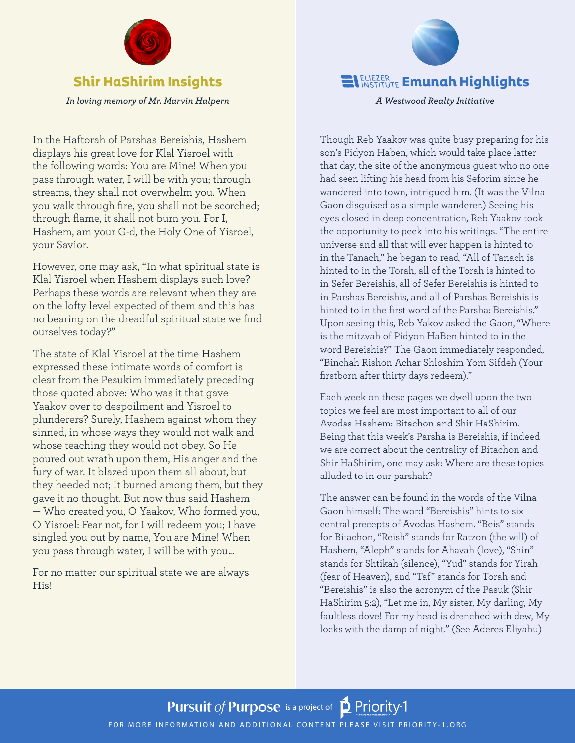## Shir HaShirim Insights

*In loving memory of Mr. Marvin Halpern*

In the Haftorah of Parshas Bereishis, Hashem displays his great love for Klal Yisroel with the following words: You are Mine! When you pass through water, I will be with you; through streams, they shall not overwhelm you. When you walk through fire, you shall not be scorched; through flame, it shall not burn you. For I, Hashem, am your G-d, the Holy One of Yisroel, your Savior.

However, one may ask, "In what spiritual state is Klal Yisroel when Hashem displays such love? Perhaps these words are relevant when they are on the lofty level expected of them and this has no bearing on the dreadful spiritual state we find ourselves today?"

The state of Klal Yisroel at the time Hashem expressed these intimate words of comfort is clear from the Pesukim immediately preceding those quoted above: Who was it that gave Yaakov over to despoilment and Yisroel to plunderers? Surely, Hashem against whom they sinned, in whose ways they would not walk and whose teaching they would not obey. So He poured out wrath upon them, His anger and the fury of war. It blazed upon them all about, but they heeded not; It burned among them, but they gave it no thought. But now thus said Hashem — Who created you, O Yaakov, Who formed you, O Yisroel: Fear not, for I will redeem you; I have singled you out by name, You are Mine! When you pass through water, I will be with you...

For no matter our spiritual state we are always His!

## Eliezer Institute Emunah Highlights

*A Westwood Realty Initiative*

Though Reb Yaakov was quite busy preparing for his son's Pidyon Haben, which would take place latter that day, the site of the anonymous guest who no one had seen lifting his head from his Seforim since he wandered into town, intrigued him. (It was the Vilna Gaon disguised as a simple wanderer.) Seeing his eyes closed in deep concentration, Reb Yaakov took the opportunity to peek into his writings. "The entire universe and all that will ever happen is hinted to in the Tanach," he began to read, "All of Tanach is hinted to in the Torah, all of the Torah is hinted to in Sefer Bereishis, all of Sefer Bereishis is hinted to in Parshas Bereishis, and all of Parshas Bereishis is hinted to in the first word of the Parsha: Bereishis." Upon seeing this, Reb Yakov asked the Gaon, "Where is the mitzvah of Pidyon HaBen hinted to in the word Bereishis?" The Gaon immediately responded, "Binchah Rishon Achar Shloshim Yom Sifdeh (Your firstborn after thirty days redeem)."

Each week on these pages we dwell upon the two topics we feel are most important to all of our Avodas Hashem: Bitachon and Shir HaShirim. Being that this week's Parsha is Bereishis, if indeed we are correct about the centrality of Bitachon and Shir HaShirim, one may ask: Where are these topics alluded to in our parshah?

The answer can be found in the words of the Vilna Gaon himself: The word "Bereishis" hints to six central precepts of Avodas Hashem. "Beis" stands for Bitachon, "Reish" stands for Ratzon (the will) of Hashem, "Aleph" stands for Ahavah (love), "Shin" stands for Shtikah (silence), "Yud" stands for Yirah (fear of Heaven), and "Taf" stands for Torah and "Bereishis" is also the acronym of the Pasuk (Shir HaShirim 5:2), "Let me in, My sister, My darling, My faultless dove! For my head is drenched with dew, My locks with the damp of night." (See Aderes Eliyahu)

**Pursuit *of* Purpose** is a project of Priority-1

FOR MORE INFORMATION AND ADDITIONAL CONTENT PLEASE VISIT PRIORITY-1.ORG